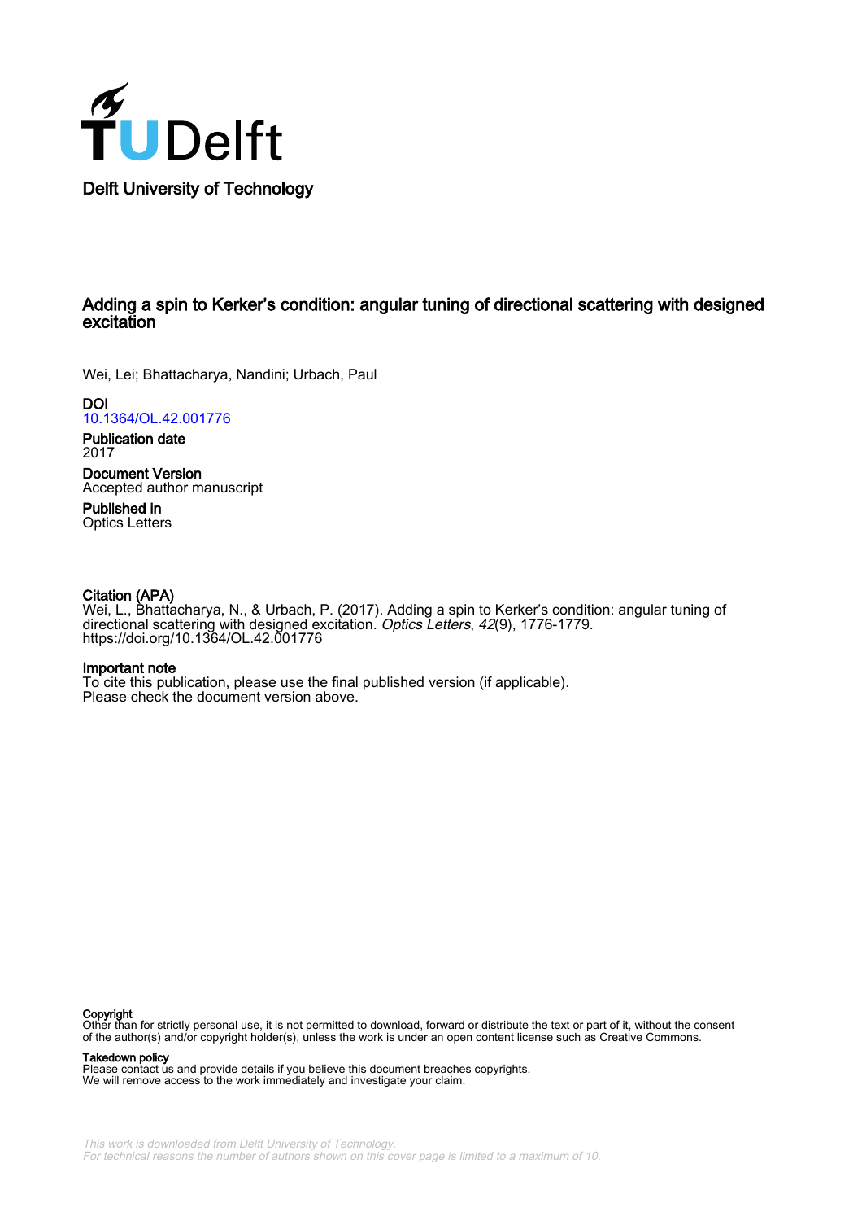Delft University of Technology

# Adding a spin to Kerker's condition: angular tuning of directional scattering with designed excitation

Wei, Lei; Bhattacharya, Nandini; Urbach, Paul

**DOI**
10.1364/OL.42.001776

**Publication date**
2017

**Document Version**
Accepted author manuscript

**Published in**
Optics Letters

**Citation (APA)**
Wei, L., Bhattacharya, N., & Urbach, P. (2017). Adding a spin to Kerker's condition: angular tuning of directional scattering with designed excitation. *Optics Letters*, *42*(9), 1776-1779. https://doi.org/10.1364/OL.42.001776

**Important note**
To cite this publication, please use the final published version (if applicable). Please check the document version above.

**Copyright**
Other than for strictly personal use, it is not permitted to download, forward or distribute the text or part of it, without the consent of the author(s) and/or copyright holder(s), unless the work is under an open content license such as Creative Commons.

**Takedown policy**
Please contact us and provide details if you believe this document breaches copyrights. We will remove access to the work immediately and investigate your claim.

This work is downloaded from Delft University of Technology.
For technical reasons the number of authors shown on this cover page is limited to a maximum of 10.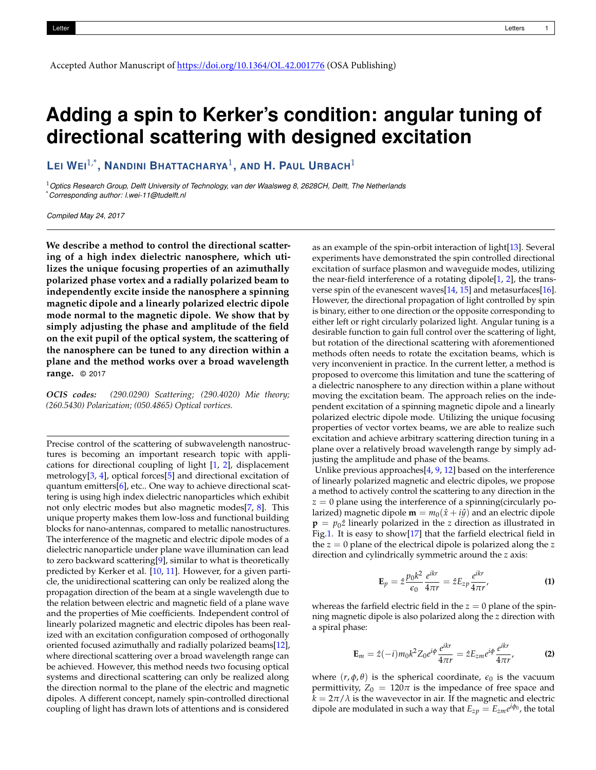Accepted Author Manuscript of https://doi.org/10.1364/OL.42.001776 (OSA Publishing)

# Adding a spin to Kerker's condition: angular tuning of directional scattering with designed excitation

**Lei Wei[1,*], Nandini Bhattacharya[1], and H. Paul Urbach[1]**

[1] *Optics Research Group, Delft University of Technology, van der Waalsweg 8, 2628CH, Delft, The Netherlands*
[*] *Corresponding author: l.wei-11@tudelft.nl*

*Compiled May 24, 2017*

**We describe a method to control the directional scattering of a high index dielectric nanosphere, which utilizes the unique focusing properties of an azimuthally polarized phase vortex and a radially polarized beam to independently excite inside the nanosphere a spinning magnetic dipole and a linearly polarized electric dipole mode normal to the magnetic dipole. We show that by simply adjusting the phase and amplitude of the field on the exit pupil of the optical system, the scattering of the nanosphere can be tuned to any direction within a plane and the method works over a broad wavelength range.** © 2017

*OCIS codes:* *(290.0290) Scattering; (290.4020) Mie theory; (260.5430) Polarization; (050.4865) Optical vortices.*

Precise control of the scattering of subwavelength nanostructures is becoming an important research topic with applications for directional coupling of light [1, 2], displacement metrology[3, 4], optical forces[5] and directional excitation of quantum emitters[6], etc.. One way to achieve directional scattering is using high index dielectric nanoparticles which exhibit not only electric modes but also magnetic modes[7, 8]. This unique property makes them low-loss and functional building blocks for nano-antennas, compared to metallic nanostructures. The interference of the magnetic and electric dipole modes of a dielectric nanoparticle under plane wave illumination can lead to zero backward scattering[9], similar to what is theoretically predicted by Kerker et al. [10, 11]. However, for a given particle, the unidirectional scattering can only be realized along the propagation direction of the beam at a single wavelength due to the relation between electric and magnetic field of a plane wave and the properties of Mie coefficients. Independent control of linearly polarized magnetic and electric dipoles has been realized with an excitation configuration composed of orthogonally oriented focused azimuthally and radially polarized beams[12], where directional scattering over a broad wavelength range can be achieved. However, this method needs two focusing optical systems and directional scattering can only be realized along the direction normal to the plane of the electric and magnetic dipoles. A different concept, namely spin-controlled directional coupling of light has drawn lots of attentions and is considered as an example of the spin-orbit interaction of light[13]. Several experiments have demonstrated the spin controlled directional excitation of surface plasmon and waveguide modes, utilizing the near-field interference of a rotating dipole[1, 2], the transverse spin of the evanescent waves[14, 15] and metasurfaces[16]. However, the directional propagation of light controlled by spin is binary, either to one direction or the opposite corresponding to either left or right circularly polarized light. Angular tuning is a desirable function to gain full control over the scattering of light, but rotation of the directional scattering with aforementioned methods often needs to rotate the excitation beams, which is very inconvenient in practice. In the current letter, a method is proposed to overcome this limitation and tune the scattering of a dielectric nanosphere to any direction within a plane without moving the excitation beam. The approach relies on the independent excitation of a spinning magnetic dipole and a linearly polarized electric dipole mode. Utilizing the unique focusing properties of vector vortex beams, we are able to realize such excitation and achieve arbitrary scattering direction tuning in a plane over a relatively broad wavelength range by simply adjusting the amplitude and phase of the beams.

Unlike previous approaches[4, 9, 12] based on the interference of linearly polarized magnetic and electric dipoles, we propose a method to actively control the scattering to any direction in the $z = 0$ plane using the interference of a spinning(circularly polarized) magnetic dipole $\mathbf{m} = m_0(\hat{x} + i\hat{y})$ and an electric dipole $\mathbf{p} = p_0\hat{z}$ linearly polarized in the $z$ direction as illustrated in Fig.1. It is easy to show[17] that the farfield electrical field in the $z = 0$ plane of the electrical dipole is polarized along the $z$ direction and cylindrically symmetric around the $z$ axis:

$$\mathbf{E}_p = \hat{z}\frac{p_0 k^2}{\epsilon_0}\frac{e^{ikr}}{4\pi r} = \hat{z}E_{zp}\frac{e^{ikr}}{4\pi r}, \tag{1}$$

whereas the farfield electric field in the $z = 0$ plane of the spinning magnetic dipole is also polarized along the $z$ direction with a spiral phase:

$$\mathbf{E}_m = \hat{z}(-i)m_0 k^2 Z_0 e^{i\phi}\frac{e^{ikr}}{4\pi r} = \hat{z}E_{zm}e^{i\phi}\frac{e^{ikr}}{4\pi r}, \tag{2}$$

where $(r, \phi, \theta)$ is the spherical coordinate, $\epsilon_0$ is the vacuum permittivity, $Z_0 = 120\pi$ is the impedance of free space and $k = 2\pi/\lambda$ is the wavevector in air. If the magnetic and electric dipole are modulated in such a way that $E_{zp} = E_{zm}e^{i\phi_0}$, the total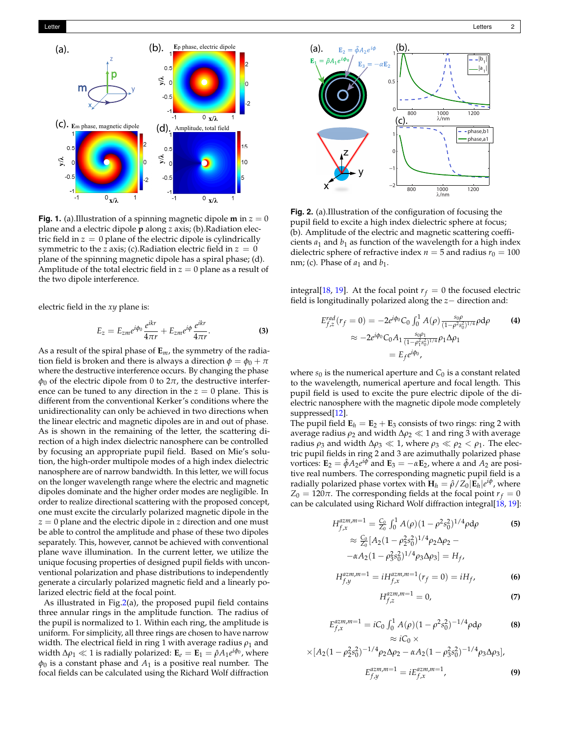**Fig. 1.** (a).Illustration of a spinning magnetic dipole $\mathbf{m}$ in $z = 0$ plane and a electric dipole $\mathbf{p}$ along $z$ axis; (b).Radiation electric field in $z = 0$ plane of the electric dipole is cylindrically symmetric to the $z$ axis; (c).Radiation electric field in $z = 0$ plane of the spinning magnetic dipole has a spiral phase; (d). Amplitude of the total electric field in $z = 0$ plane as a result of the two dipole interference.

electric field in the $xy$ plane is:

$$E_z = E_{zm}e^{i\phi_0}\frac{e^{ikr}}{4\pi r} + E_{zm}e^{i\phi}\frac{e^{ikr}}{4\pi r}. \tag{3}$$

As a result of the spiral phase of $\mathbf{E}_m$, the symmetry of the radiation field is broken and there is always a direction $\phi = \phi_0 + \pi$ where the destructive interference occurs. By changing the phase $\phi_0$ of the electric dipole from 0 to $2\pi$, the destructive interference can be tuned to any direction in the $z = 0$ plane. This is different from the conventional Kerker's conditions where the unidirectionality can only be achieved in two directions when the linear electric and magnetic dipoles are in and out of phase. As is shown in the remaining of the letter, the scattering direction of a high index dielectric nanosphere can be controlled by focusing an appropriate pupil field. Based on Mie's solution, the high-order multipole modes of a high index dielectric nanosphere are of narrow bandwidth. In this letter, we will focus on the longer wavelength range where the electric and magnetic dipoles dominate and the higher order modes are negligible. In order to realize directional scattering with the proposed concept, one must excite the circularly polarized magnetic dipole in the $z = 0$ plane and the electric dipole in $z$ direction and one must be able to control the amplitude and phase of these two dipoles separately. This, however, cannot be achieved with conventional plane wave illumination. In the current letter, we utilize the unique focusing properties of designed pupil fields with unconventional polarization and phase distributions to independently generate a circularly polarized magnetic field and a linearly polarized electric field at the focal point.

As illustrated in Fig.2(a), the proposed pupil field contains three annular rings in the amplitude function. The radius of the pupil is normalized to 1. Within each ring, the amplitude is uniform. For simplicity, all three rings are chosen to have narrow width. The electrical field in ring 1 with average radius $\rho_1$ and width $\Delta\rho_1 \ll 1$ is radially polarized: $\mathbf{E}_e = \mathbf{E}_1 = \hat{\rho}A_1e^{i\phi_0}$, where $\phi_0$ is a constant phase and $A_1$ is a positive real number. The focal fields can be calculated using the Richard Wolf diffraction integral[18, 19]. At the focal point $r_f = 0$ the focused electric field is longitudinally polarized along the $z-$ direction and:

$$\begin{aligned} E^{rad}_{f,z}(r_f = 0) &= -2e^{i\phi_0}C_0\int_0^1 A(\rho)\frac{s_0\rho}{(1-\rho^2s_0^2)^{1/4}}\rho \mathrm{d}\rho \\ &\approx -2e^{i\phi_0}C_0A_1\frac{s_0\rho_1}{(1-\rho_1^2s_0^2)^{1/4}}\rho_1\Delta\rho_1 \\ &= E_fe^{i\phi_0}, \end{aligned} \tag{4}$$

where $s_0$ is the numerical aperture and $C_0$ is a constant related to the wavelength, numerical aperture and focal length. This pupil field is used to excite the pure electric dipole of the dielectric nanosphere with the magnetic dipole mode completely suppressed[12].

The pupil field $\mathbf{E}_h = \mathbf{E}_2 + \mathbf{E}_3$ consists of two rings: ring 2 with average radius $\rho_2$ and width $\Delta\rho_2 \ll 1$ and ring 3 with average radius $\rho_3$ and width $\Delta\rho_3 \ll 1$, where $\rho_3 \ll \rho_2 < \rho_1$. The electric pupil fields in ring 2 and 3 are azimuthally polarized phase vortices: $\mathbf{E}_2 = \hat{\phi}A_2e^{i\phi}$ and $\mathbf{E}_3 = -\alpha\mathbf{E}_2$, where $\alpha$ and $A_2$ are positive real numbers. The corresponding magnetic pupil field is a radially polarized phase vortex with $\mathbf{H}_h = \hat{\rho}/Z_0|\mathbf{E}_h|e^{i\phi}$, where $Z_0 = 120\pi$. The corresponding fields at the focal point $r_f = 0$ can be calculated using Richard Wolf diffraction integral[18, 19]:

$$\begin{aligned} H^{azm,m=1}_{f,x} &= \frac{C_0}{Z_0}\int_0^1 A(\rho)(1-\rho^2s_0^2)^{1/4}\rho \mathrm{d}\rho \\ &\approx \frac{C_0}{Z_0}[A_2(1-\rho_2^2s_0^2)^{1/4}\rho_2\Delta\rho_2 - \\ &-\alpha A_2(1-\rho_3^2s_0^2)^{1/4}\rho_3\Delta\rho_3] = H_f, \end{aligned} \tag{5}$$

$$H^{azm,m=1}_{f,y} = iH^{azm,m=1}_{f,x}(r_f = 0) = iH_f, \tag{6}$$

$$H^{azm,m=1}_{f,z} = 0, \tag{7}$$

$$\begin{aligned} E^{azm,m=1}_{f,x} &= iC_0\int_0^1 A(\rho)(1-\rho^2s_0^2)^{-1/4}\rho \mathrm{d}\rho \\ &\approx iC_0 \times \\ &\times[A_2(1-\rho_2^2s_0^2)^{-1/4}\rho_2\Delta\rho_2 - \alpha A_2(1-\rho_3^2s_0^2)^{-1/4}\rho_3\Delta\rho_3], \end{aligned} \tag{8}$$

$$E^{azm,m=1}_{f,y} = iE^{azm,m=1}_{f,x}, \tag{9}$$

**Fig. 2.** (a).Illustration of the configuration of focusing the pupil field to excite a high index dielectric sphere at focus; (b). Amplitude of the electric and magnetic scattering coefficients $a_1$ and $b_1$ as function of the wavelength for a high index dielectric sphere of refractive index $n = 5$ and radius $r_0 = 100$ nm; (c). Phase of $a_1$ and $b_1$.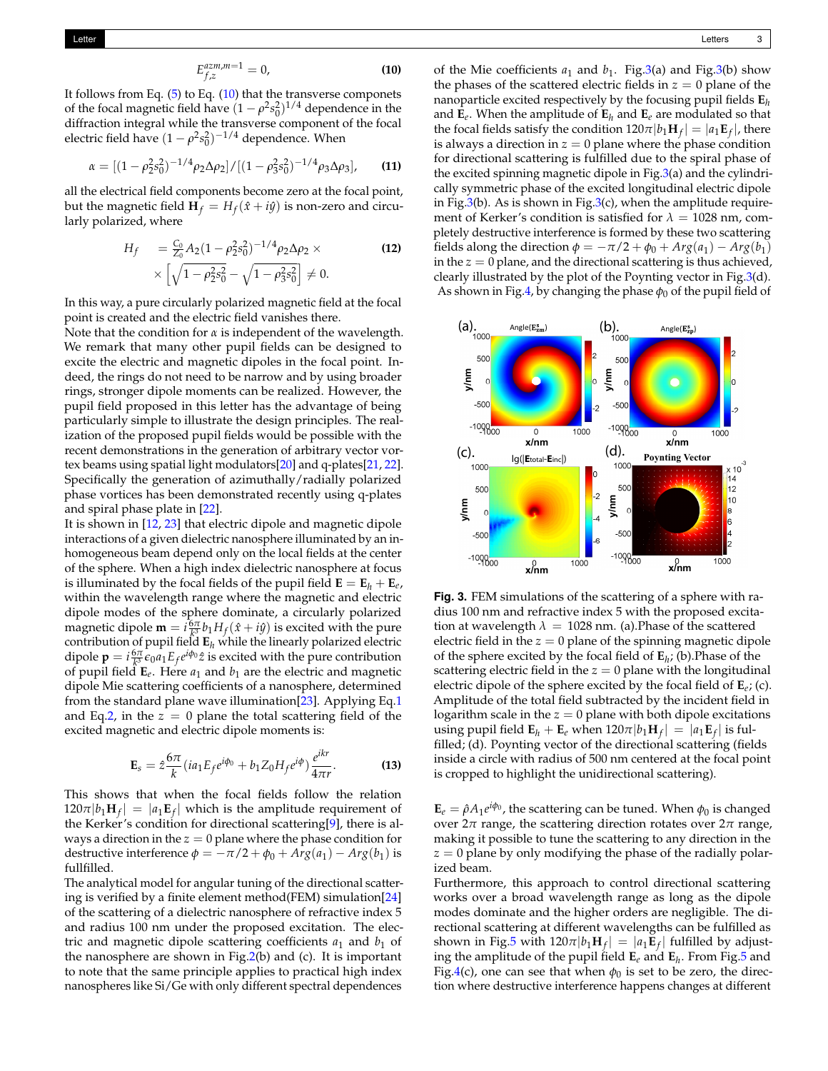$$E_{f,z}^{azm,m=1} = 0, \tag{10}$$

It follows from Eq. (5) to Eq. (10) that the transverse componets of the focal magnetic field have $(1-\rho^2 s_0^2)^{1/4}$ dependence in the diffraction integral while the transverse component of the focal electric field have $(1-\rho^2 s_0^2)^{-1/4}$ dependence. When

$$\alpha = [(1-\rho_2^2 s_0^2)^{-1/4}\rho_2\Delta\rho_2]/[(1-\rho_3^2 s_0^2)^{-1/4}\rho_3\Delta\rho_3], \tag{11}$$

all the electrical field components become zero at the focal point, but the magnetic field $\mathbf{H}_f = H_f(\hat{x}+i\hat{y})$ is non-zero and circularly polarized, where

$$\begin{aligned} H_f &= \frac{C_0}{Z_0}A_2(1-\rho_2^2 s_0^2)^{-1/4}\rho_2\Delta\rho_2 \times \\ &\times \left[\sqrt{1-\rho_2^2 s_0^2} - \sqrt{1-\rho_3^2 s_0^2}\right] \neq 0. \end{aligned} \tag{12}$$

In this way, a pure circularly polarized magnetic field at the focal point is created and the electric field vanishes there.

Note that the condition for $\alpha$ is independent of the wavelength. We remark that many other pupil fields can be designed to excite the electric and magnetic dipoles in the focal point. Indeed, the rings do not need to be narrow and by using broader rings, stronger dipole moments can be realized. However, the pupil field proposed in this letter has the advantage of being particularly simple to illustrate the design principles. The realization of the proposed pupil fields would be possible with the recent demonstrations in the generation of arbitrary vector vortex beams using spatial light modulators[20] and q-plates[21, 22]. Specifically the generation of azimuthally/radially polarized phase vortices has been demonstrated recently using q-plates and spiral phase plate in [22].

It is shown in [12, 23] that electric dipole and magnetic dipole interactions of a given dielectric nanosphere illuminated by an inhomogeneous beam depend only on the local fields at the center of the sphere. When a high index dielectric nanosphere at focus is illuminated by the focal fields of the pupil field $\mathbf{E} = \mathbf{E}_h + \mathbf{E}_e$, within the wavelength range where the magnetic and electric dipole modes of the sphere dominate, a circularly polarized magnetic dipole $\mathbf{m} = i\frac{6\pi}{k^3}b_1 H_f(\hat{x}+i\hat{y})$ is excited with the pure contribution of pupil field $\mathbf{E}_h$ while the linearly polarized electric dipole $\mathbf{p} = i\frac{6\pi}{k^3}\epsilon_0 a_1 E_f e^{i\phi_0}\hat{z}$ is excited with the pure contribution of pupil field $\mathbf{E}_e$. Here $a_1$ and $b_1$ are the electric and magnetic dipole Mie scattering coefficients of a nanosphere, determined from the standard plane wave illumination[23]. Applying Eq.1 and Eq.2, in the $z=0$ plane the total scattering field of the excited magnetic and electric dipole moments is:

$$\mathbf{E}_s = \hat{z}\frac{6\pi}{k}(ia_1 E_f e^{i\phi_0} + b_1 Z_0 H_f e^{i\phi})\frac{e^{ikr}}{4\pi r}. \tag{13}$$

This shows that when the focal fields follow the relation $120\pi|b_1\mathbf{H}_f| = |a_1\mathbf{E}_f|$ which is the amplitude requirement of the Kerker's condition for directional scattering[9], there is always a direction in the $z=0$ plane where the phase condition for destructive interference $\phi = -\pi/2 + \phi_0 + Arg(a_1) - Arg(b_1)$ is fullfilled.

The analytical model for angular tuning of the directional scattering is verified by a finite element method(FEM) simulation[24] of the scattering of a dielectric nanosphere of refractive index 5 and radius 100 nm under the proposed excitation. The electric and magnetic dipole scattering coefficients $a_1$ and $b_1$ of the nanosphere are shown in Fig.2(b) and (c). It is important to note that the same principle applies to practical high index nanospheres like Si/Ge with only different spectral dependences of the Mie coefficients $a_1$ and $b_1$. Fig.3(a) and Fig.3(b) show the phases of the scattered electric fields in $z=0$ plane of the nanoparticle excited respectively by the focusing pupil fields $\mathbf{E}_h$ and $\mathbf{E}_e$. When the amplitude of $\mathbf{E}_h$ and $\mathbf{E}_e$ are modulated so that the focal fields satisfy the condition $120\pi|b_1 H_f| = |a_1\mathbf{E}_f|$, there is always a direction in $z=0$ plane where the phase condition for directional scattering is fulfilled due to the spiral phase of the excited spinning magnetic dipole in Fig.3(a) and the cylindrically symmetric phase of the excited longitudinal electric dipole in Fig.3(b). As is shown in Fig.3(c), when the amplitude requirement of Kerker's condition is satisfied for $\lambda = 1028$ nm, completely destructive interference is formed by these two scattering fields along the direction $\phi = -\pi/2 + \phi_0 + Arg(a_1) - Arg(b_1)$ in the $z=0$ plane, and the directional scattering is thus achieved, clearly illustrated by the plot of the Poynting vector in Fig.3(d).

As shown in Fig.4, by changing the phase $\phi_0$ of the pupil field of $\mathbf{E}_e = \hat{\rho}A_1 e^{i\phi_0}$, the scattering can be tuned. When $\phi_0$ is changed over $2\pi$ range, the scattering direction rotates over $2\pi$ range, making it possible to tune the scattering to any direction in the $z=0$ plane by only modifying the phase of the radially polarized beam.

**Fig. 3.** FEM simulations of the scattering of a sphere with radius 100 nm and refractive index 5 with the proposed excitation at wavelength $\lambda = 1028$ nm. (a).Phase of the scattered electric field in the $z=0$ plane of the spinning magnetic dipole of the sphere excited by the focal field of $\mathbf{E}_h$; (b).Phase of the scattering electric field in the $z=0$ plane with the longitudinal electric dipole of the sphere excited by the focal field of $\mathbf{E}_e$; (c). Amplitude of the total field subtracted by the incident field in logarithm scale in the $z=0$ plane with both dipole excitations using pupil field $\mathbf{E}_h + \mathbf{E}_e$ when $120\pi|b_1\mathbf{H}_f| = |a_1\mathbf{E}_f|$ is fulfilled; (d). Poynting vector of the directional scattering (fields inside a circle with radius of 500 nm centered at the focal point is cropped to highlight the unidirectional scattering).

Furthermore, this approach to control directional scattering works over a broad wavelength range as long as the dipole modes dominate and the higher orders are negligible. The directional scattering at different wavelengths can be fulfilled as shown in Fig.5 with $120\pi|b_1\mathbf{H}_f| = |a_1\mathbf{E}_f|$ fulfilled by adjusting the amplitude of the pupil field $\mathbf{E}_e$ and $\mathbf{E}_h$. From Fig.5 and Fig.4(c), one can see that when $\phi_0$ is set to be zero, the direction where destructive interference happens changes at different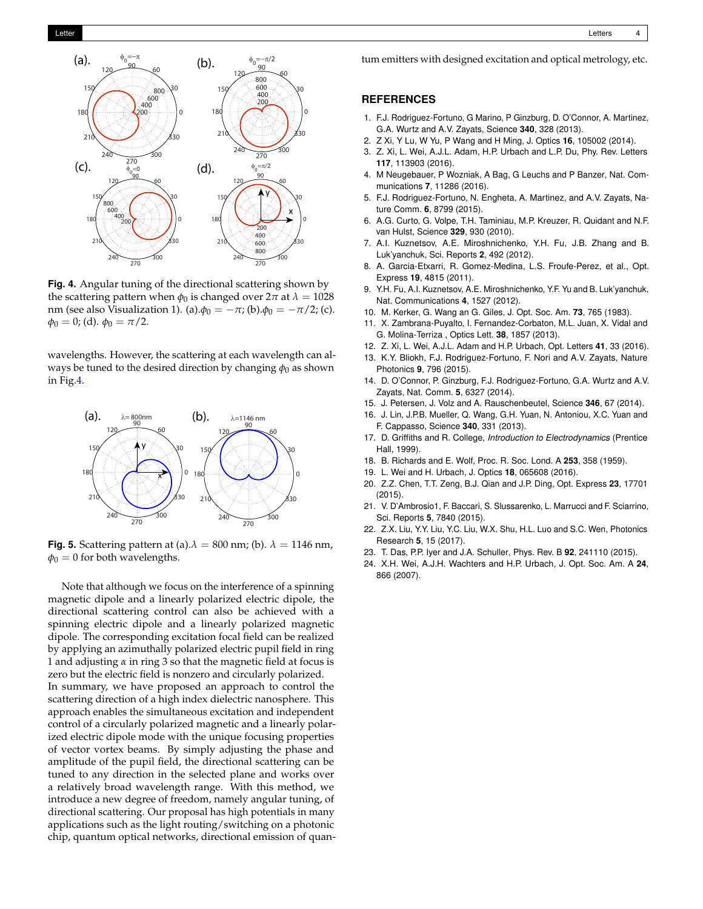(a). $\phi_0=-\pi$

(b). $\phi_0=-\pi/2$

(c). $\phi_0=0$

(d). $\phi_0=\pi/2$

**Fig. 4.** Angular tuning of the directional scattering shown by the scattering pattern when $\phi_0$ is changed over $2\pi$ at $\lambda = 1028$ nm (see also Visualization 1). (a).$\phi_0 = -\pi$; (b).$\phi_0 = -\pi/2$; (c). $\phi_0 = 0$; (d). $\phi_0 = \pi/2$.

wavelengths. However, the scattering at each wavelength can always be tuned to the desired direction by changing $\phi_0$ as shown in Fig.4.

(a). λ= 800nm

(b). λ=1146 nm

**Fig. 5.** Scattering pattern at (a).$\lambda = 800$ nm; (b). $\lambda = 1146$ nm, $\phi_0 = 0$ for both wavelengths.

Note that although we focus on the interference of a spinning magnetic dipole and a linearly polarized electric dipole, the directional scattering control can also be achieved with a spinning electric dipole and a linearly polarized magnetic dipole. The corresponding excitation focal field can be realized by applying an azimuthally polarized electric pupil field in ring 1 and adjusting $\alpha$ in ring 3 so that the magnetic field at focus is zero but the electric field is nonzero and circularly polarized.

In summary, we have proposed an approach to control the scattering direction of a high index dielectric nanosphere. This approach enables the simultaneous excitation and independent control of a circularly polarized magnetic and a linearly polarized electric dipole mode with the unique focusing properties of vector vortex beams. By simply adjusting the phase and amplitude of the pupil field, the directional scattering can be tuned to any direction in the selected plane and works over a relatively broad wavelength range. With this method, we introduce a new degree of freedom, namely angular tuning, of directional scattering. Our proposal has high potentials in many applications such as the light routing/switching on a photonic chip, quantum optical networks, directional emission of quantum emitters with designed excitation and optical metrology, etc.

## REFERENCES

1. F.J. Rodriguez-Fortuno, G Marino, P Ginzburg, D. O'Connor, A. Martinez, G.A. Wurtz and A.V. Zayats, Science **340**, 328 (2013).
2. Z Xi, Y Lu, W Yu, P Wang and H Ming, J. Optics **16**, 105002 (2014).
3. Z. Xi, L. Wei, A.J.L. Adam, H.P. Urbach and L.P. Du, Phy. Rev. Letters **117**, 113903 (2016).
4. M Neugebauer, P Wozniak, A Bag, G Leuchs and P Banzer, Nat. Communications **7**, 11286 (2016).
5. F.J. Rodriguez-Fortuno, N. Engheta, A. Martinez, and A.V. Zayats, Nature Comm. **6**, 8799 (2015).
6. A.G. Curto, G. Volpe, T.H. Taminiau, M.P. Kreuzer, R. Quidant and N.F. van Hulst, Science **329**, 930 (2010).
7. A.I. Kuznetsov, A.E. Miroshnichenko, Y.H. Fu, J.B. Zhang and B. Luk'yanchuk, Sci. Reports **2**, 492 (2012).
8. A. Garcia-Etxarri, R. Gomez-Medina, L.S. Froufe-Perez, et al., Opt. Express **19**, 4815 (2011).
9. Y.H. Fu, A.I. Kuznetsov, A.E. Miroshnichenko, Y.F. Yu and B. Luk'yanchuk, Nat. Communications **4**, 1527 (2012).
10. M. Kerker, G. Wang an G. Giles, J. Opt. Soc. Am. **73**, 765 (1983).
11. X. Zambrana-Puyalto, I. Fernandez-Corbaton, M.L. Juan, X. Vidal and G. Molina-Terriza , Optics Lett. **38**, 1857 (2013).
12. Z. Xi, L. Wei, A.J.L. Adam and H.P. Urbach, Opt. Letters **41**, 33 (2016).
13. K.Y. Bliokh, F.J. Rodriguez-Fortuno, F. Nori and A.V. Zayats, Nature Photonics **9**, 796 (2015).
14. D. O'Connor, P. Ginzburg, F.J. Rodriguez-Fortuno, G.A. Wurtz and A.V. Zayats, Nat. Comm. **5**, 6327 (2014).
15. J. Petersen, J. Volz and A. Rauschenbeutel, Science **346**, 67 (2014).
16. J. Lin, J.P.B. Mueller, Q. Wang, G.H. Yuan, N. Antoniou, X.C. Yuan and F. Cappasso, Science **340**, 331 (2013).
17. D. Griffiths and R. College, *Introduction to Electrodynamics* (Prentice Hall, 1999).
18. B. Richards and E. Wolf, Proc. R. Soc. Lond. A **253**, 358 (1959).
19. L. Wei and H. Urbach, J. Optics **18**, 065608 (2016).
20. Z.Z. Chen, T.T. Zeng, B.J. Qian and J.P. Ding, Opt. Express **23**, 17701 (2015).
21. V. D'Ambrosio1, F. Baccari, S. Slussarenko, L. Marrucci and F. Sciarrino, Sci. Reports **5**, 7840 (2015).
22. Z.X. Liu, Y.Y. Liu, Y.C. Liu, W.X. Shu, H.L. Luo and S.C. Wen, Photonics Research **5**, 15 (2017).
23. T. Das, P.P. Iyer and J.A. Schuller, Phys. Rev. B **92**, 241110 (2015).
24. X.H. Wei, A.J.H. Wachters and H.P. Urbach, J. Opt. Soc. Am. A **24**, 866 (2007).